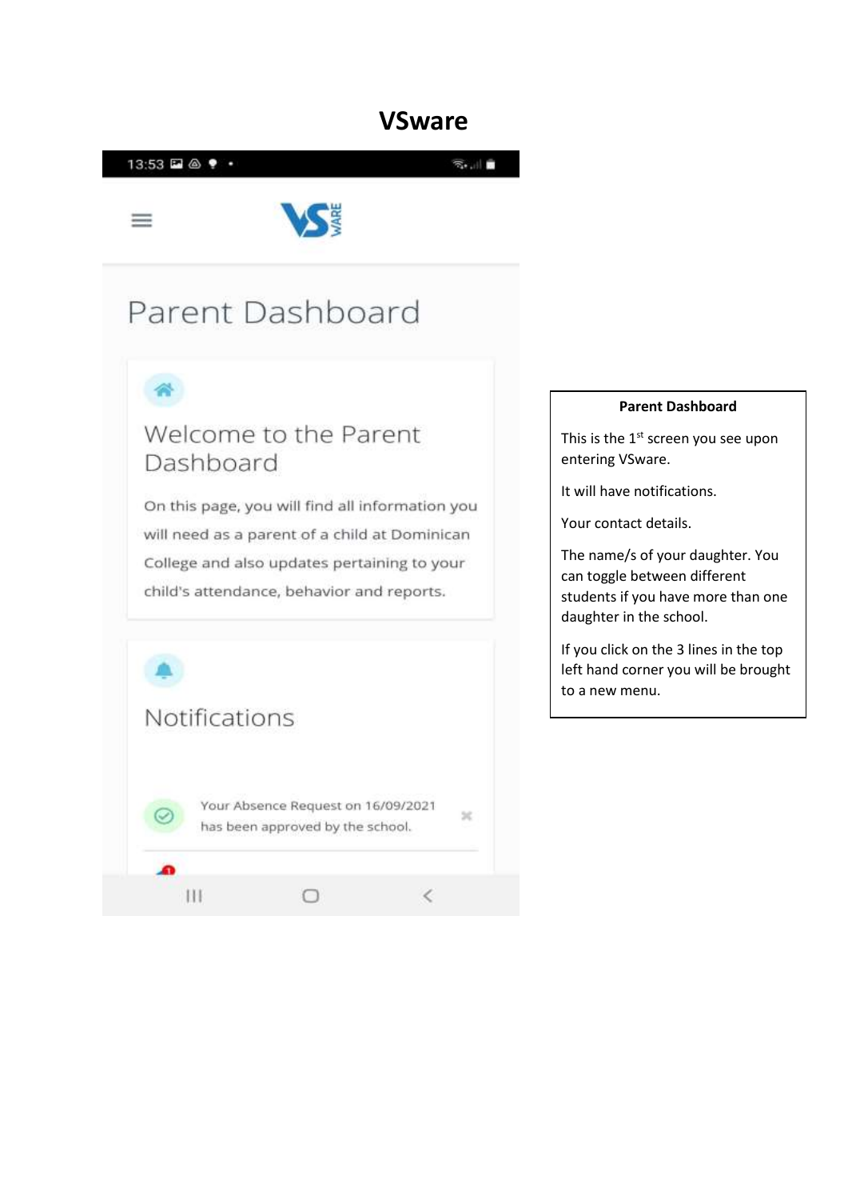# VSware

13:53

Parent Dashboard

Welcome to the Parent Dashboard

On this page, you will find all information you will need as a parent of a child at Dominican College and also updates pertaining to your child's attendance, behavior and reports.

Notifications

Your Absence Request on 16/09/2021 has been approved by the school.

**Parent Dashboard**

This is the 1st screen you see upon entering VSware.

It will have notifications.

Your contact details.

The name/s of your daughter. You can toggle between different students if you have more than one daughter in the school.

If you click on the 3 lines in the top left hand corner you will be brought to a new menu.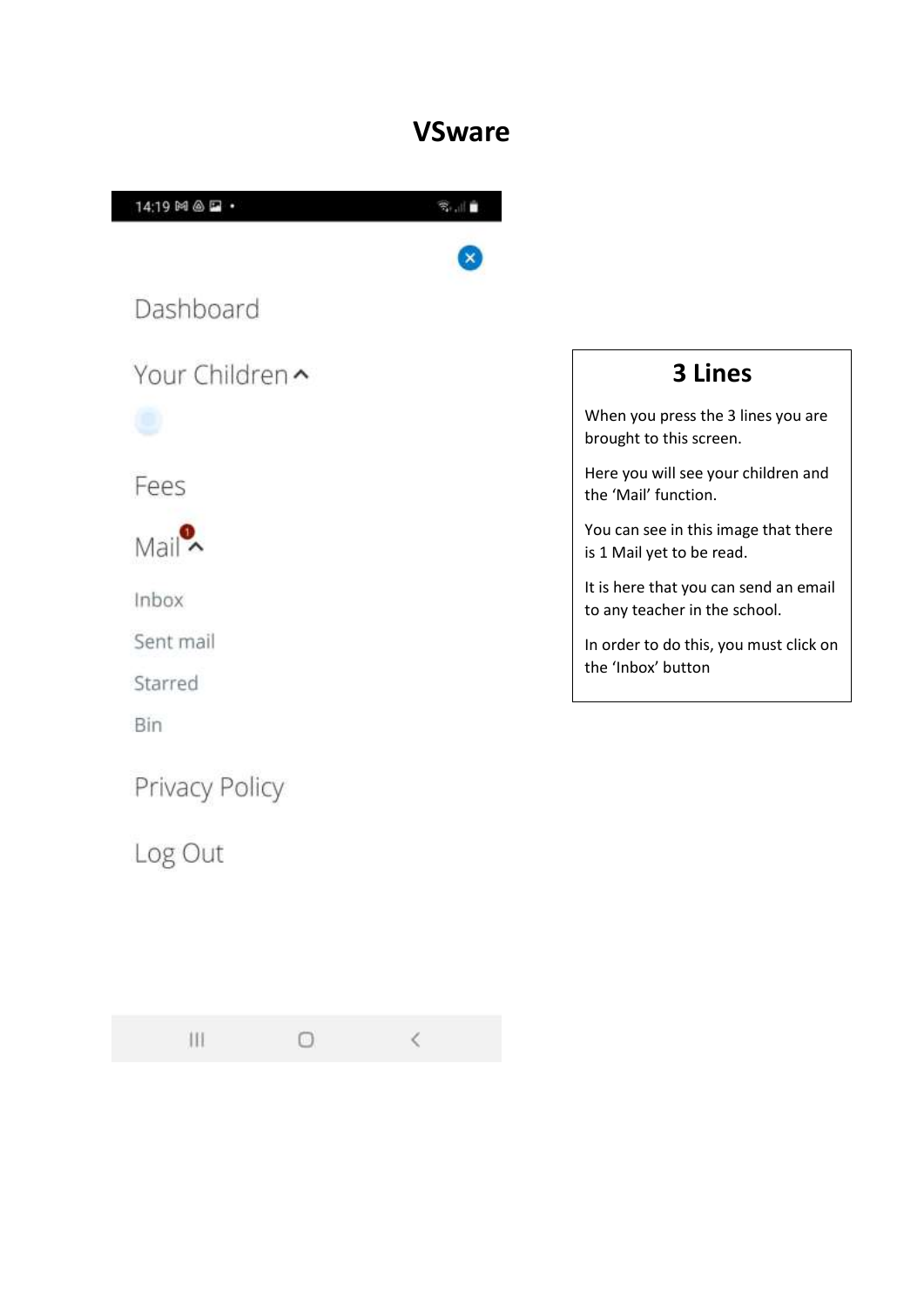# VSware

14:19

Dashboard

Your Children

Fees

Mail 1

Inbox

Sent mail

Starred

Bin

Privacy Policy

Log Out

## 3 Lines

When you press the 3 lines you are brought to this screen.

Here you will see your children and the 'Mail' function.

You can see in this image that there is 1 Mail yet to be read.

It is here that you can send an email to any teacher in the school.

In order to do this, you must click on the 'Inbox' button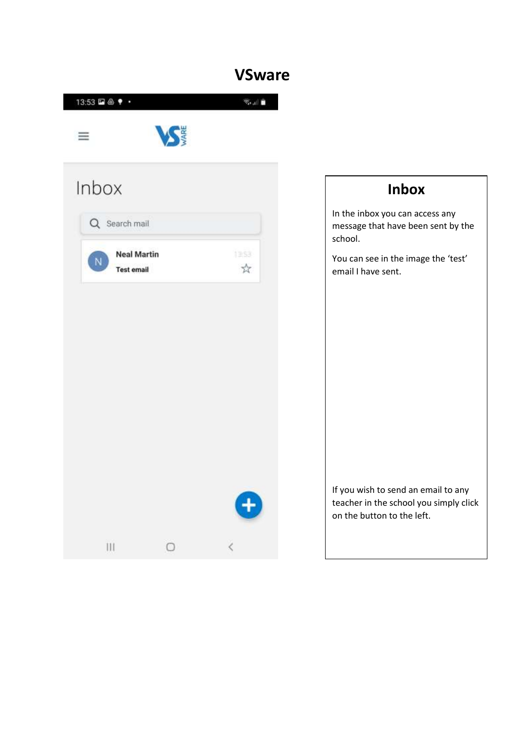# VSware

## Inbox

In the inbox you can access any message that have been sent by the school.

You can see in the image the 'test' email I have sent.

If you wish to send an email to any teacher in the school you simply click on the button to the left.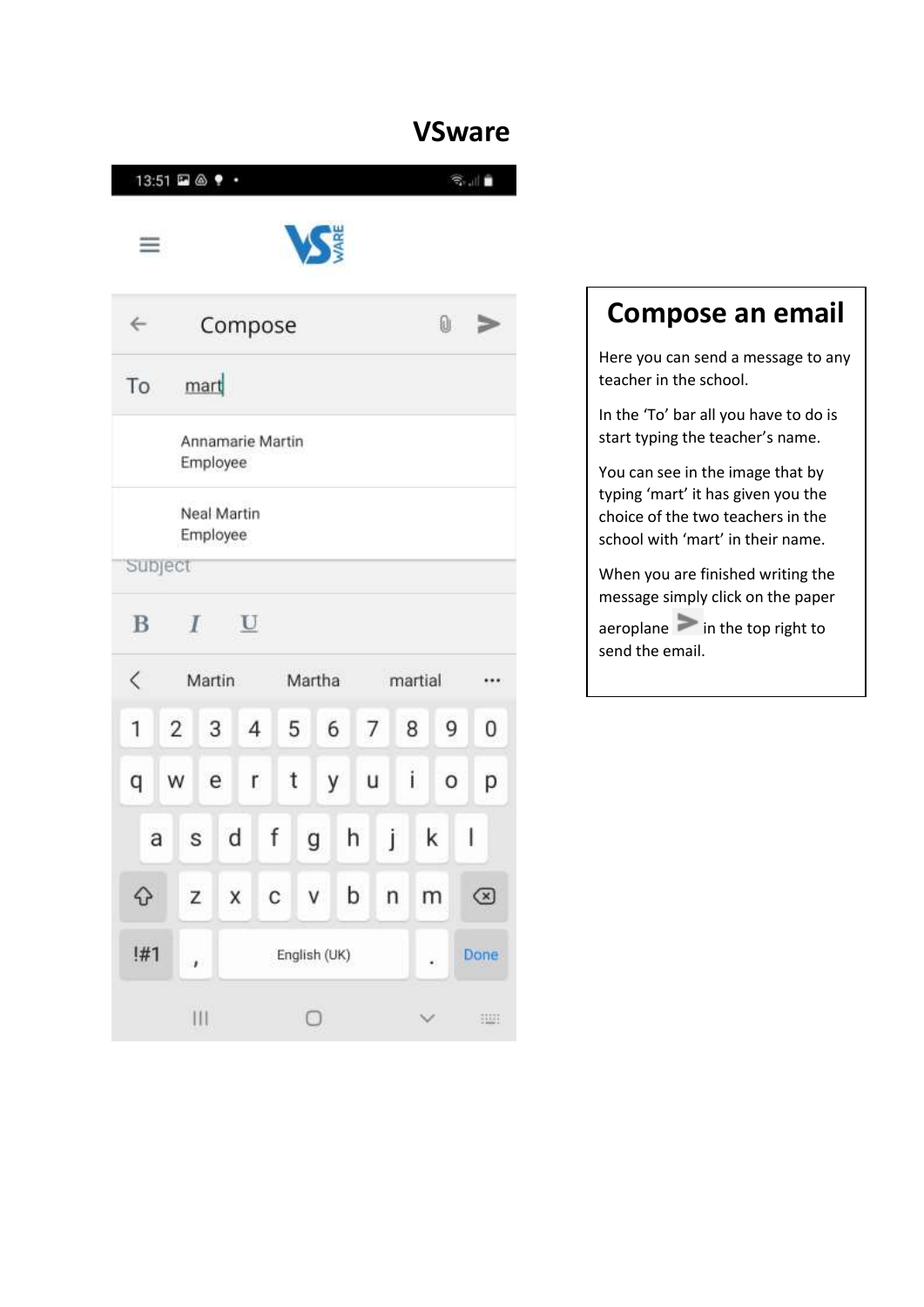# VSware

## Compose an email

Here you can send a message to any teacher in the school.

In the 'To' bar all you have to do is start typing the teacher's name.

You can see in the image that by typing 'mart' it has given you the choice of the two teachers in the school with 'mart' in their name.

When you are finished writing the message simply click on the paper aeroplane in the top right to send the email.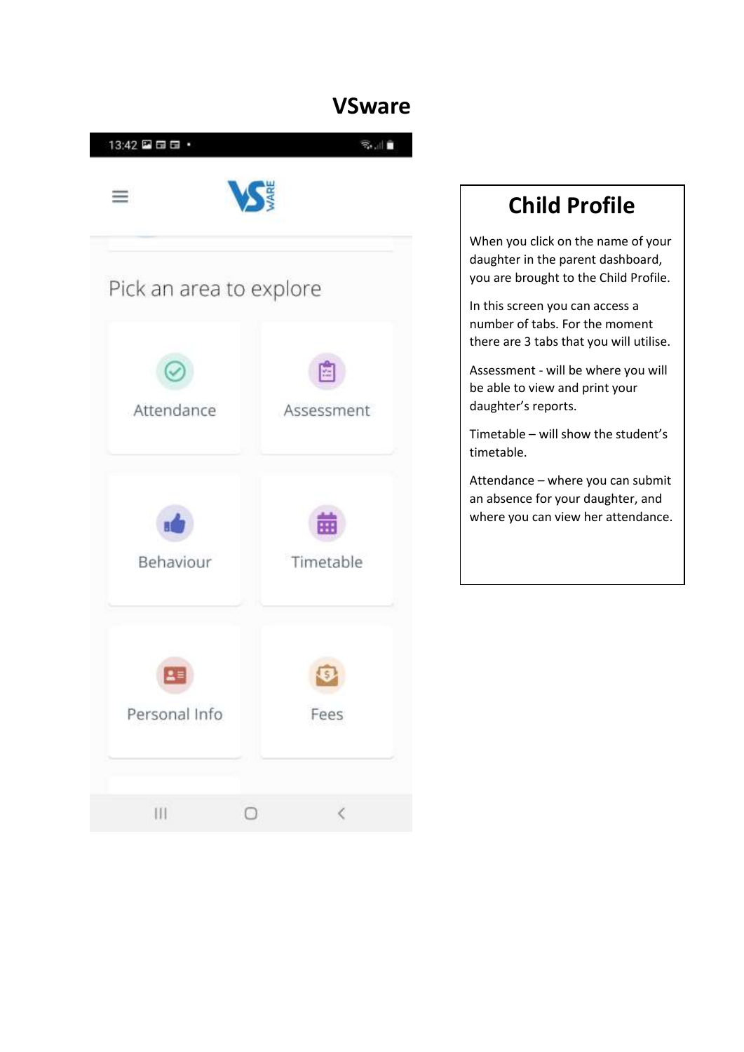# VSware

Pick an area to explore

Attendance

Assessment

Behaviour

Timetable

Personal Info

Fees

## Child Profile

When you click on the name of your daughter in the parent dashboard, you are brought to the Child Profile.

In this screen you can access a number of tabs. For the moment there are 3 tabs that you will utilise.

Assessment - will be where you will be able to view and print your daughter's reports.

Timetable – will show the student's timetable.

Attendance – where you can submit an absence for your daughter, and where you can view her attendance.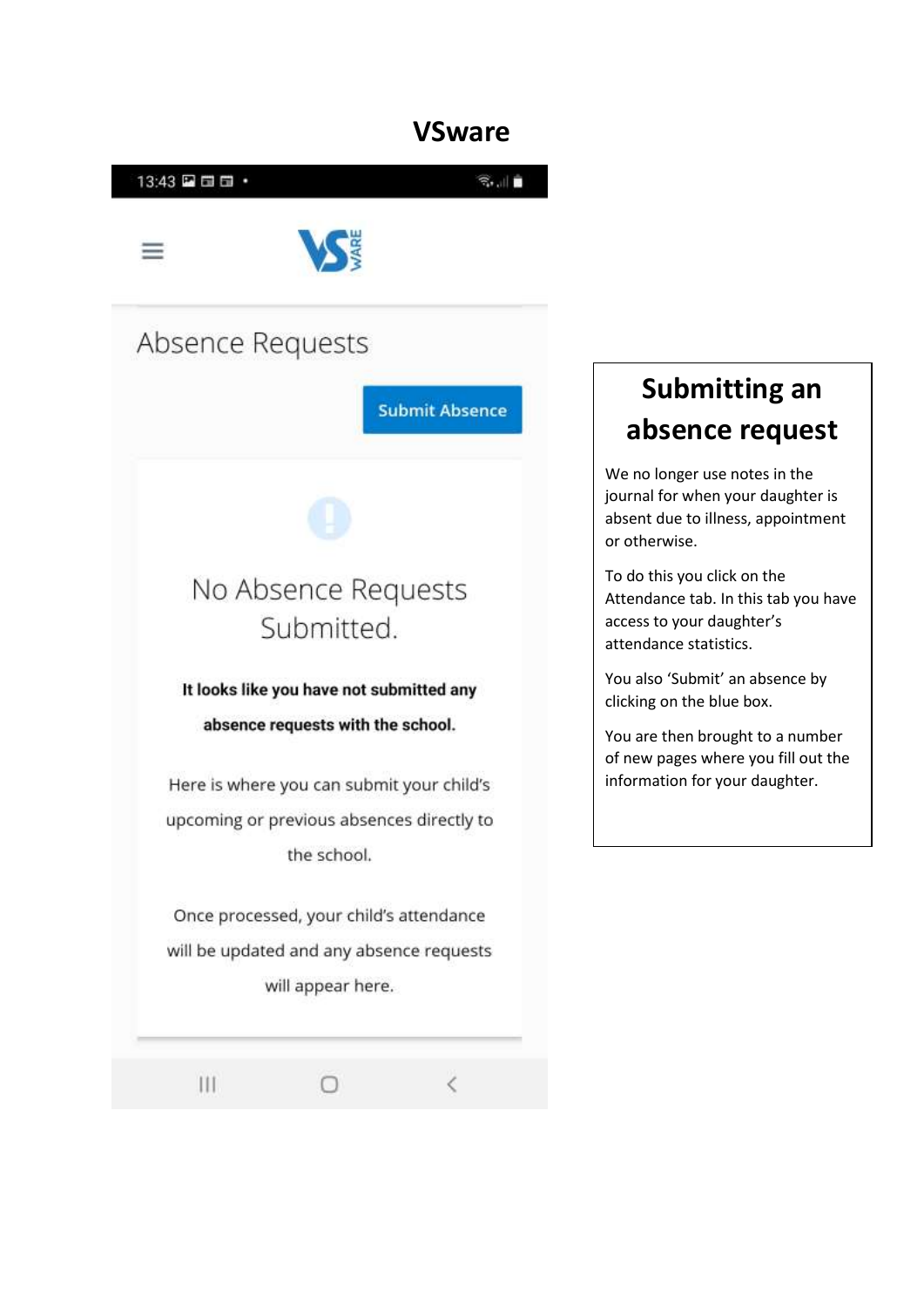# VSware

## Absence Requests

Submit Absence

No Absence Requests Submitted.

**It looks like you have not submitted any absence requests with the school.**

Here is where you can submit your child's upcoming or previous absences directly to the school.

Once processed, your child's attendance will be updated and any absence requests will appear here.

## Submitting an absence request

We no longer use notes in the journal for when your daughter is absent due to illness, appointment or otherwise.

To do this you click on the Attendance tab. In this tab you have access to your daughter's attendance statistics.

You also 'Submit' an absence by clicking on the blue box.

You are then brought to a number of new pages where you fill out the information for your daughter.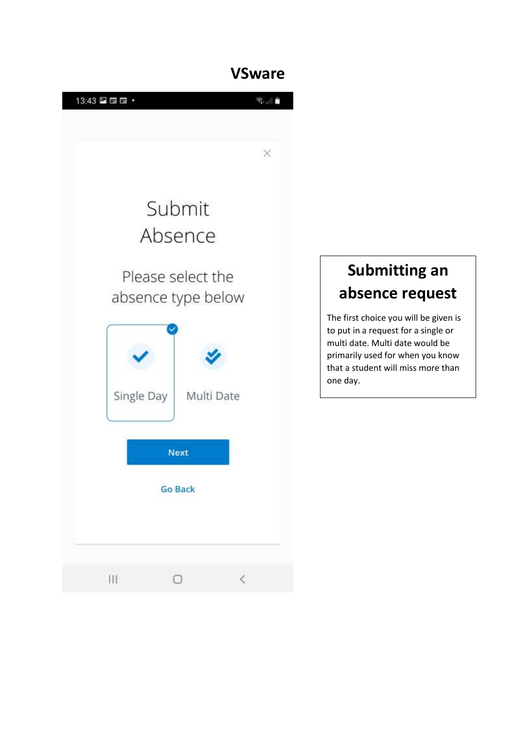# VSware

13:43

Submit Absence

Please select the absence type below

Single Day

Multi Date

Next

Go Back

## Submitting an absence request

The first choice you will be given is to put in a request for a single or multi date. Multi date would be primarily used for when you know that a student will miss more than one day.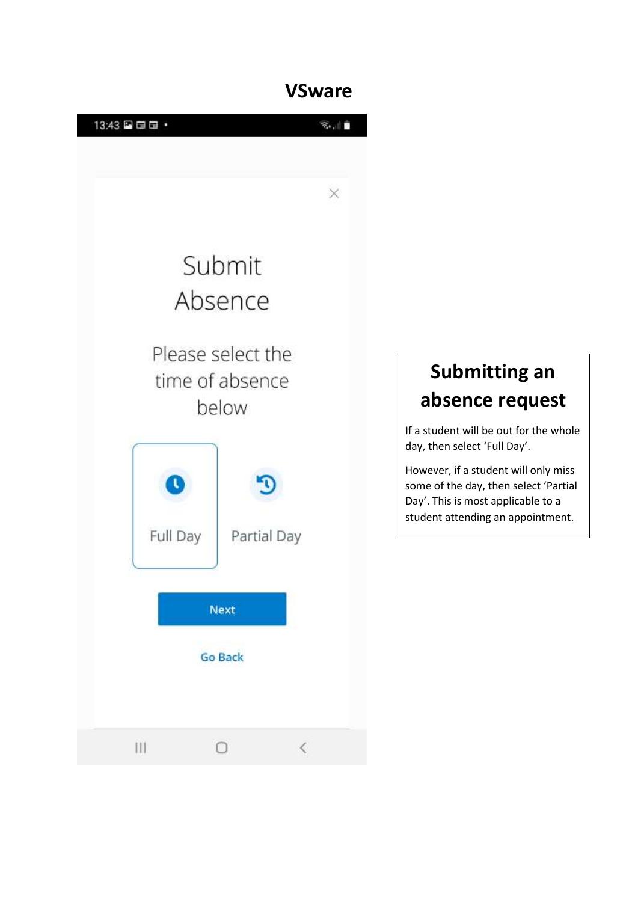# VSware

Submit Absence

Please select the time of absence below

Full Day

Partial Day

Next

Go Back

## Submitting an absence request

If a student will be out for the whole day, then select 'Full Day'.

However, if a student will only miss some of the day, then select 'Partial Day'. This is most applicable to a student attending an appointment.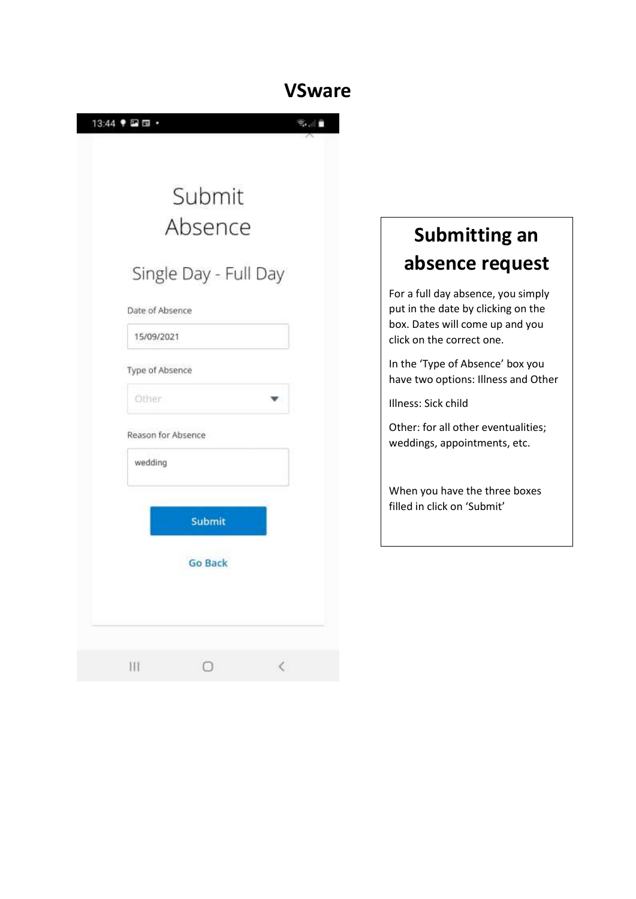# VSware

Submit Absence

Single Day - Full Day

Date of Absence

15/09/2021

Type of Absence

Other

Reason for Absence

wedding

Submit

Go Back

## Submitting an absence request

For a full day absence, you simply put in the date by clicking on the box. Dates will come up and you click on the correct one.

In the 'Type of Absence' box you have two options: Illness and Other

Illness: Sick child

Other: for all other eventualities; weddings, appointments, etc.

When you have the three boxes filled in click on 'Submit'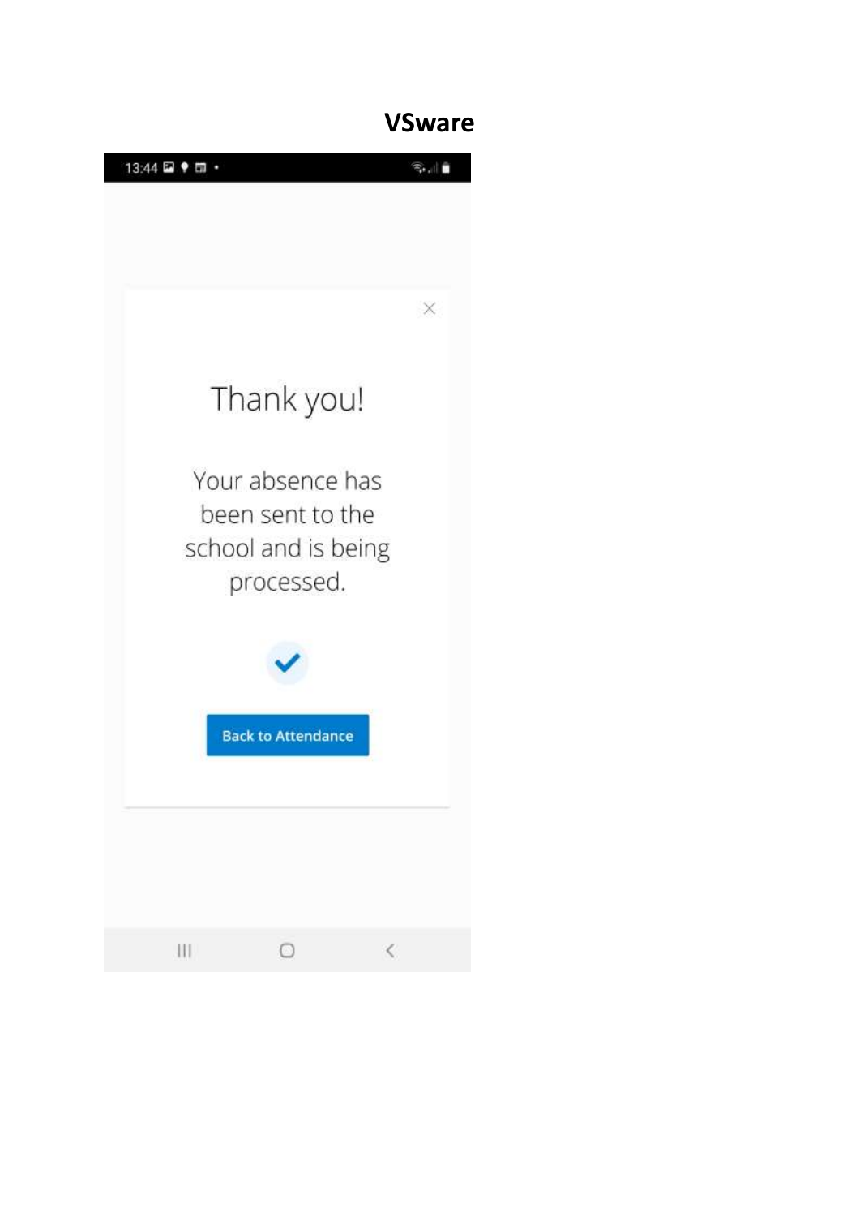**VSware**

13:44

Thank you!

Your absence has been sent to the school and is being processed.

Back to Attendance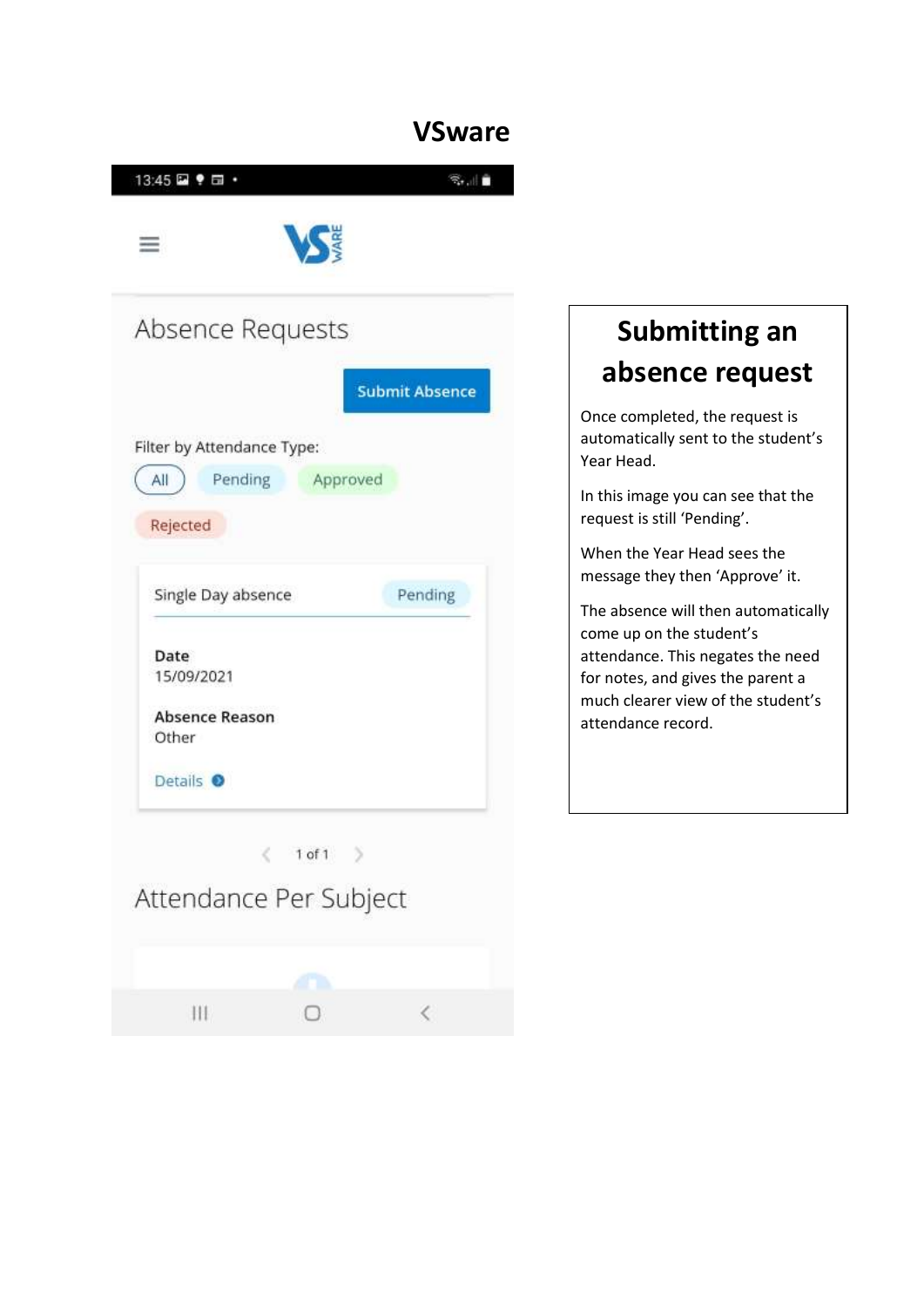# VSware

13:45

VS WARE

Absence Requests

Submit Absence

Filter by Attendance Type:

All Pending Approved

Rejected

Single Day absence Pending

**Date**
15/09/2021

**Absence Reason**
Other

Details

1 of 1

Attendance Per Subject

## Submitting an absence request

Once completed, the request is automatically sent to the student's Year Head.

In this image you can see that the request is still 'Pending'.

When the Year Head sees the message they then 'Approve' it.

The absence will then automatically come up on the student's attendance. This negates the need for notes, and gives the parent a much clearer view of the student's attendance record.